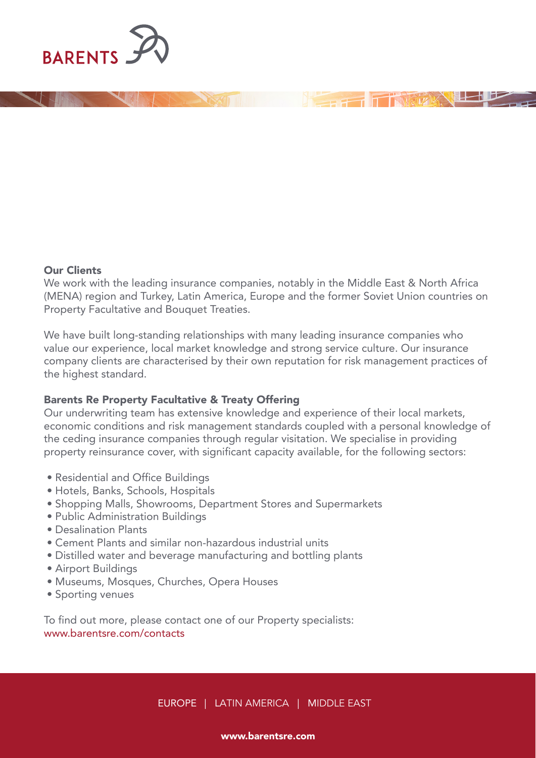BARENTS

## Our Clients

We work with the leading insurance companies, notably in the Middle East & North Africa (MENA) region and Turkey, Latin America, Europe and the former Soviet Union countries on Property Facultative and Bouquet Treaties.

We have built long-standing relationships with many leading insurance companies who value our experience, local market knowledge and strong service culture. Our insurance company clients are characterised by their own reputation for risk management practices of the highest standard.

## Barents Re Property Facultative & Treaty Offering

Our underwriting team has extensive knowledge and experience of their local markets, economic conditions and risk management standards coupled with a personal knowledge of the ceding insurance companies through regular visitation. We specialise in providing property reinsurance cover, with significant capacity available, for the following sectors:

- Residential and Office Buildings
- Hotels, Banks, Schools, Hospitals
- Shopping Malls, Showrooms, Department Stores and Supermarkets
- Public Administration Buildings
- Desalination Plants
- Cement Plants and similar non-hazardous industrial units
- Distilled water and beverage manufacturing and bottling plants
- Airport Buildings
- Museums, Mosques, Churches, Opera Houses
- Sporting venues

To find out more, please contact one of our Property specialists:
www.barentsre.com/contacts

EUROPE | LATIN AMERICA | MIDDLE EAST

**www.barentsre.com**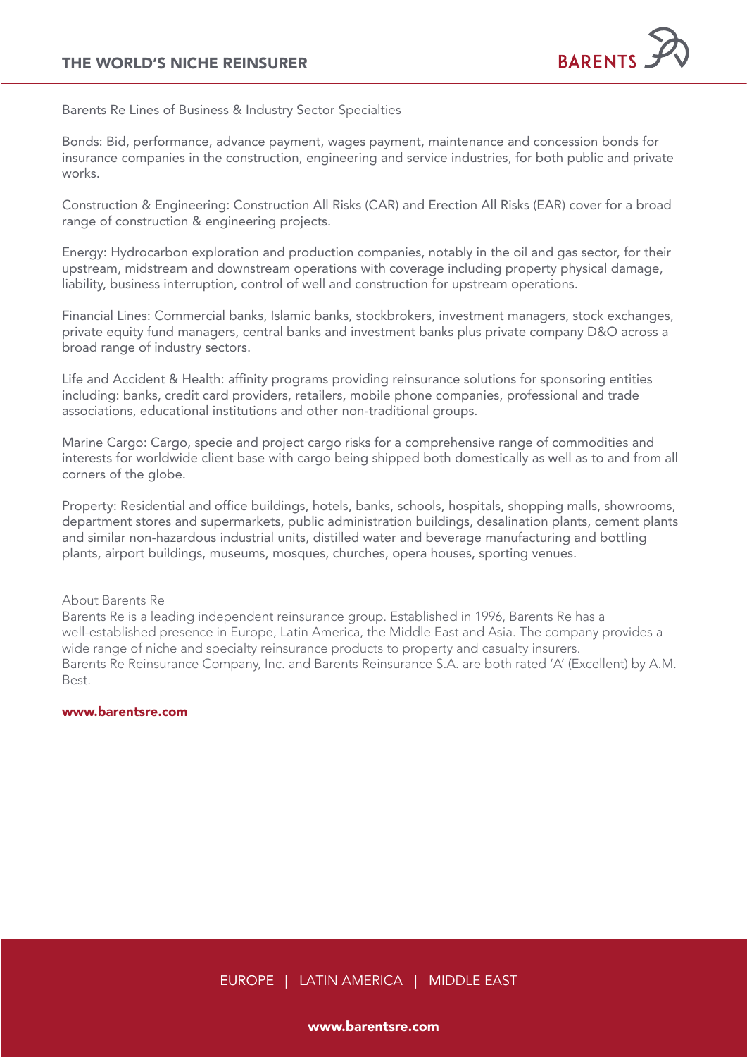Barents Re Lines of Business & Industry Sector Specialties

Bonds: Bid, performance, advance payment, wages payment, maintenance and concession bonds for insurance companies in the construction, engineering and service industries, for both public and private works.

Construction & Engineering: Construction All Risks (CAR) and Erection All Risks (EAR) cover for a broad range of construction & engineering projects.

Energy: Hydrocarbon exploration and production companies, notably in the oil and gas sector, for their upstream, midstream and downstream operations with coverage including property physical damage, liability, business interruption, control of well and construction for upstream operations.

Financial Lines: Commercial banks, Islamic banks, stockbrokers, investment managers, stock exchanges, private equity fund managers, central banks and investment banks plus private company D&O across a broad range of industry sectors.

Life and Accident & Health: affinity programs providing reinsurance solutions for sponsoring entities including: banks, credit card providers, retailers, mobile phone companies, professional and trade associations, educational institutions and other non-traditional groups.

Marine Cargo: Cargo, specie and project cargo risks for a comprehensive range of commodities and interests for worldwide client base with cargo being shipped both domestically as well as to and from all corners of the globe.

Property: Residential and office buildings, hotels, banks, schools, hospitals, shopping malls, showrooms, department stores and supermarkets, public administration buildings, desalination plants, cement plants and similar non-hazardous industrial units, distilled water and beverage manufacturing and bottling plants, airport buildings, museums, mosques, churches, opera houses, sporting venues.

About Barents Re

Barents Re is a leading independent reinsurance group. Established in 1996, Barents Re has a well-established presence in Europe, Latin America, the Middle East and Asia. The company provides a wide range of niche and specialty reinsurance products to property and casualty insurers.
Barents Re Reinsurance Company, Inc. and Barents Reinsurance S.A. are both rated 'A' (Excellent) by A.M. Best.

**www.barentsre.com**